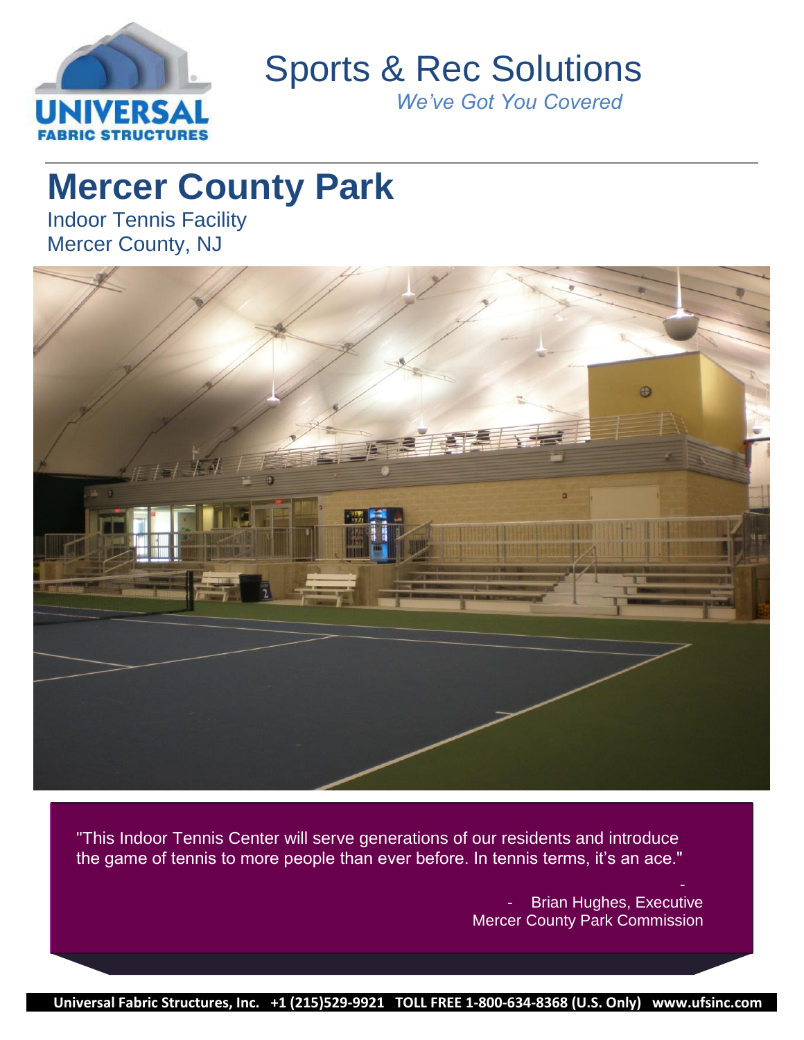# Sports & Rec Solutions

*We've Got You Covered*

## Mercer County Park

Indoor Tennis Facility
Mercer County, NJ

"This Indoor Tennis Center will serve generations of our residents and introduce the game of tennis to more people than ever before. In tennis terms, it's an ace."

\- Brian Hughes, Executive
Mercer County Park Commission

**Universal Fabric Structures, Inc. +1 (215)529-9921 TOLL FREE 1-800-634-8368 (U.S. Only) www.ufsinc.com**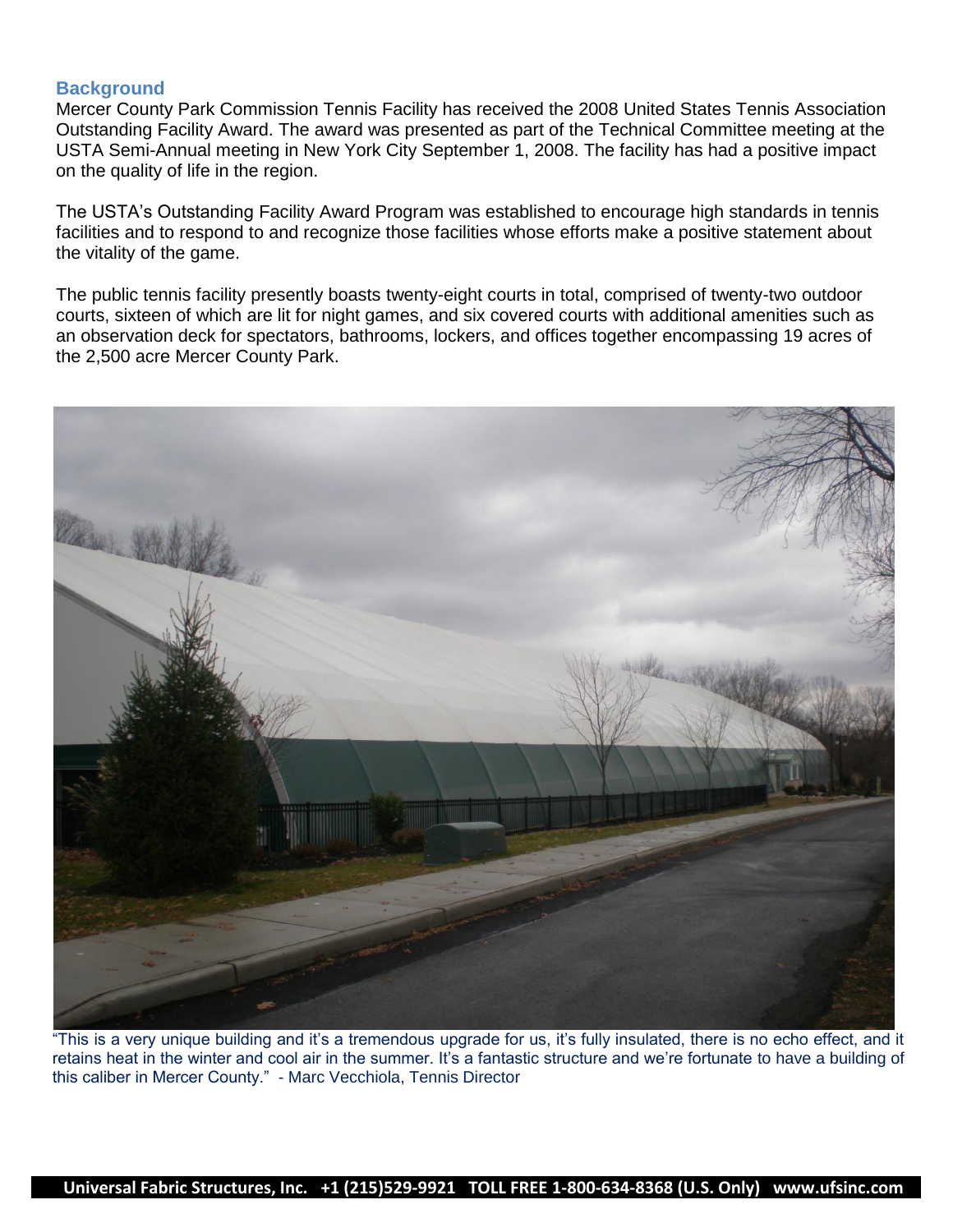## Background

Mercer County Park Commission Tennis Facility has received the 2008 United States Tennis Association Outstanding Facility Award. The award was presented as part of the Technical Committee meeting at the USTA Semi-Annual meeting in New York City September 1, 2008. The facility has had a positive impact on the quality of life in the region.

The USTA's Outstanding Facility Award Program was established to encourage high standards in tennis facilities and to respond to and recognize those facilities whose efforts make a positive statement about the vitality of the game.

The public tennis facility presently boasts twenty-eight courts in total, comprised of twenty-two outdoor courts, sixteen of which are lit for night games, and six covered courts with additional amenities such as an observation deck for spectators, bathrooms, lockers, and offices together encompassing 19 acres of the 2,500 acre Mercer County Park.

"This is a very unique building and it's a tremendous upgrade for us, it's fully insulated, there is no echo effect, and it retains heat in the winter and cool air in the summer. It's a fantastic structure and we're fortunate to have a building of this caliber in Mercer County." - Marc Vecchiola, Tennis Director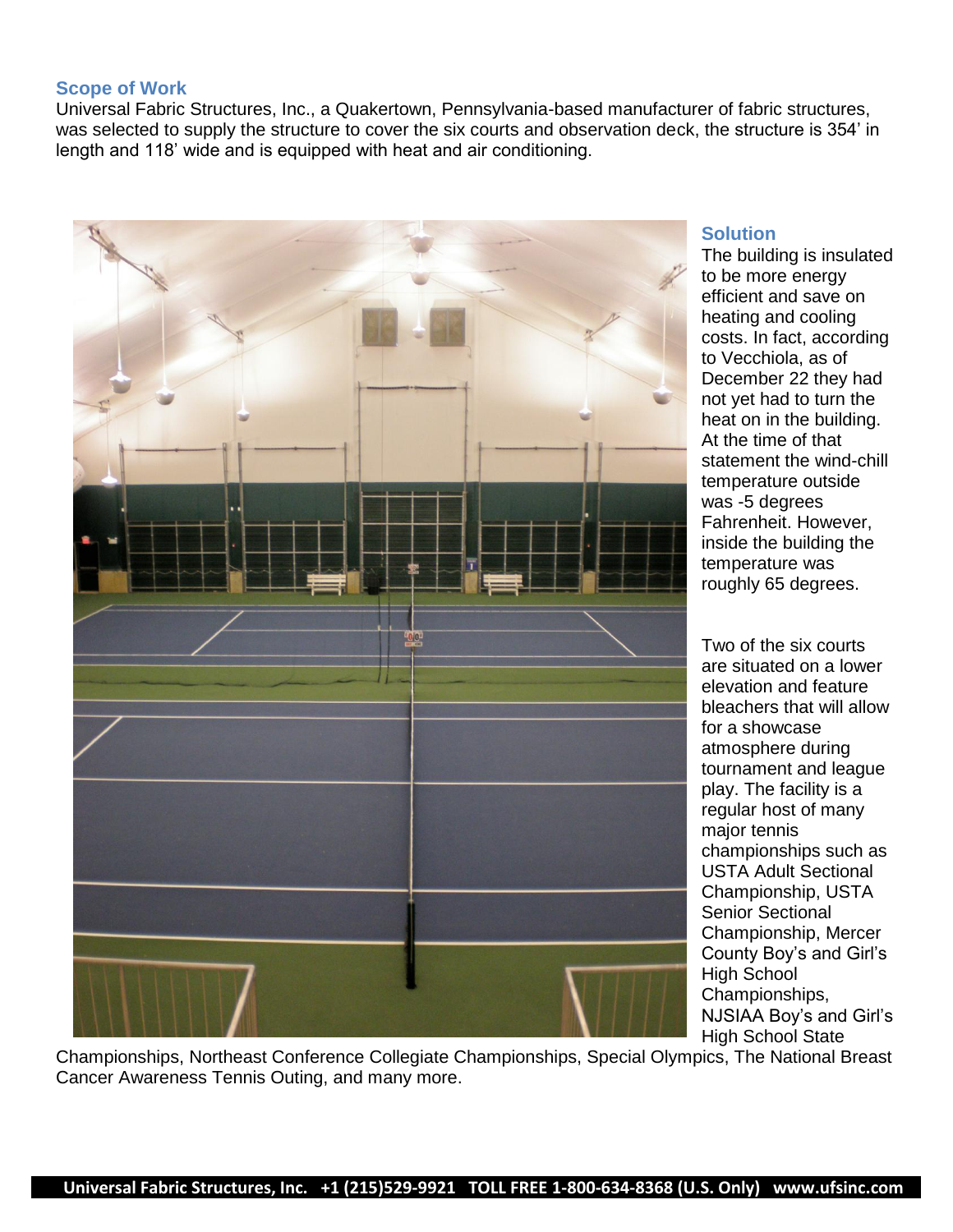## Scope of Work

Universal Fabric Structures, Inc., a Quakertown, Pennsylvania-based manufacturer of fabric structures, was selected to supply the structure to cover the six courts and observation deck, the structure is 354' in length and 118' wide and is equipped with heat and air conditioning.

## Solution

The building is insulated to be more energy efficient and save on heating and cooling costs. In fact, according to Vecchiola, as of December 22 they had not yet had to turn the heat on in the building. At the time of that statement the wind-chill temperature outside was -5 degrees Fahrenheit. However, inside the building the temperature was roughly 65 degrees.

Two of the six courts are situated on a lower elevation and feature bleachers that will allow for a showcase atmosphere during tournament and league play. The facility is a regular host of many major tennis championships such as USTA Adult Sectional Championship, USTA Senior Sectional Championship, Mercer County Boy's and Girl's High School Championships, NJSIAA Boy's and Girl's High School State Championships, Northeast Conference Collegiate Championships, Special Olympics, The National Breast Cancer Awareness Tennis Outing, and many more.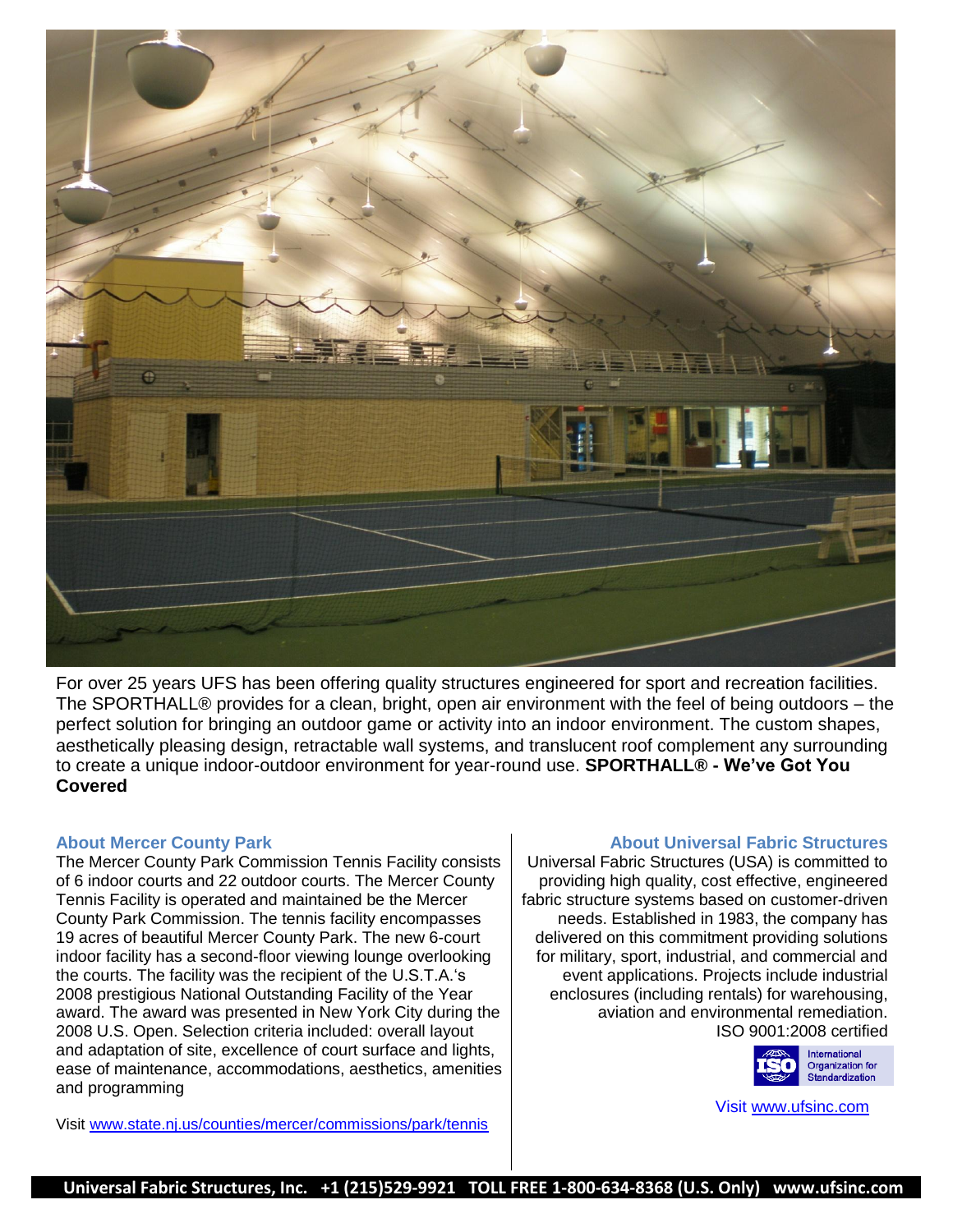For over 25 years UFS has been offering quality structures engineered for sport and recreation facilities. The SPORTHALL® provides for a clean, bright, open air environment with the feel of being outdoors – the perfect solution for bringing an outdoor game or activity into an indoor environment. The custom shapes, aesthetically pleasing design, retractable wall systems, and translucent roof complement any surrounding to create a unique indoor-outdoor environment for year-round use. **SPORTHALL® - We've Got You Covered**

### About Mercer County Park

The Mercer County Park Commission Tennis Facility consists of 6 indoor courts and 22 outdoor courts. The Mercer County Tennis Facility is operated and maintained be the Mercer County Park Commission. The tennis facility encompasses 19 acres of beautiful Mercer County Park. The new 6-court indoor facility has a second-floor viewing lounge overlooking the courts. The facility was the recipient of the U.S.T.A.'s 2008 prestigious National Outstanding Facility of the Year award. The award was presented in New York City during the 2008 U.S. Open. Selection criteria included: overall layout and adaptation of site, excellence of court surface and lights, ease of maintenance, accommodations, aesthetics, amenities and programming

Visit www.state.nj.us/counties/mercer/commissions/park/tennis

### About Universal Fabric Structures

Universal Fabric Structures (USA) is committed to providing high quality, cost effective, engineered fabric structure systems based on customer-driven needs. Established in 1983, the company has delivered on this commitment providing solutions for military, sport, industrial, and commercial and event applications. Projects include industrial enclosures (including rentals) for warehousing, aviation and environmental remediation. ISO 9001:2008 certified

ISO International Organization for Standardization

Visit www.ufsinc.com

**Universal Fabric Structures, Inc. +1 (215)529-9921 TOLL FREE 1-800-634-8368 (U.S. Only) www.ufsinc.com**